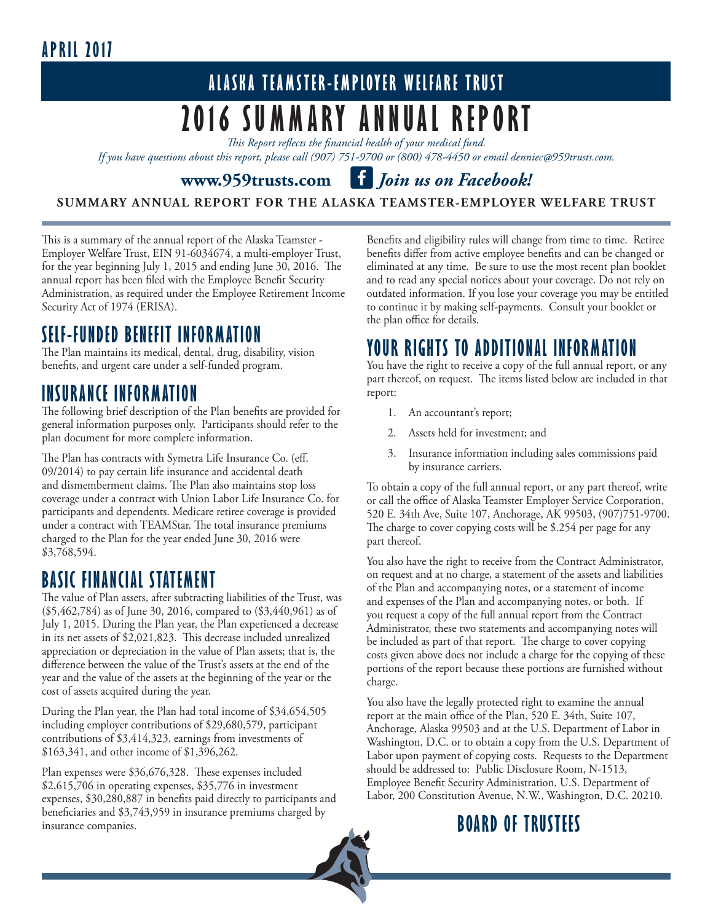## APRIL 2017

# ALASKA TEAMSTER-EMPLOYER WELFARE TRUST

# 2016 SUMMARY ANNUAL REPORT

*This Report reflects the financial health of your medical fund.*
*If you have questions about this report, please call (907) 751-9700 or (800) 478-4450 or email denniec@959trusts.com.*

**www.959trusts.com** ***Join us on Facebook!***

**SUMMARY ANNUAL REPORT FOR THE ALASKA TEAMSTER-EMPLOYER WELFARE TRUST**

This is a summary of the annual report of the Alaska Teamster - Employer Welfare Trust, EIN 91-6034674, a multi-employer Trust, for the year beginning July 1, 2015 and ending June 30, 2016. The annual report has been filed with the Employee Benefit Security Administration, as required under the Employee Retirement Income Security Act of 1974 (ERISA).

## SELF-FUNDED BENEFIT INFORMATION

The Plan maintains its medical, dental, drug, disability, vision benefits, and urgent care under a self-funded program.

## INSURANCE INFORMATION

The following brief description of the Plan benefits are provided for general information purposes only. Participants should refer to the plan document for more complete information.

The Plan has contracts with Symetra Life Insurance Co. (eff. 09/2014) to pay certain life insurance and accidental death and dismemberment claims. The Plan also maintains stop loss coverage under a contract with Union Labor Life Insurance Co. for participants and dependents. Medicare retiree coverage is provided under a contract with TEAMStar. The total insurance premiums charged to the Plan for the year ended June 30, 2016 were $3,768,594.

## BASIC FINANCIAL STATEMENT

The value of Plan assets, after subtracting liabilities of the Trust, was ($5,462,784) as of June 30, 2016, compared to ($3,440,961) as of July 1, 2015. During the Plan year, the Plan experienced a decrease in its net assets of $2,021,823. This decrease included unrealized appreciation or depreciation in the value of Plan assets; that is, the difference between the value of the Trust's assets at the end of the year and the value of the assets at the beginning of the year or the cost of assets acquired during the year.

During the Plan year, the Plan had total income of $34,654,505 including employer contributions of $29,680,579, participant contributions of $3,414,323, earnings from investments of $163,341, and other income of $1,396,262.

Plan expenses were $36,676,328. These expenses included $2,615,706 in operating expenses, $35,776 in investment expenses, $30,280,887 in benefits paid directly to participants and beneficiaries and $3,743,959 in insurance premiums charged by insurance companies.

Benefits and eligibility rules will change from time to time. Retiree benefits differ from active employee benefits and can be changed or eliminated at any time. Be sure to use the most recent plan booklet and to read any special notices about your coverage. Do not rely on outdated information. If you lose your coverage you may be entitled to continue it by making self-payments. Consult your booklet or the plan office for details.

## YOUR RIGHTS TO ADDITIONAL INFORMATION

You have the right to receive a copy of the full annual report, or any part thereof, on request. The items listed below are included in that report:

1. An accountant's report;
2. Assets held for investment; and
3. Insurance information including sales commissions paid by insurance carriers.

To obtain a copy of the full annual report, or any part thereof, write or call the office of Alaska Teamster Employer Service Corporation, 520 E. 34th Ave, Suite 107, Anchorage, AK 99503, (907)751-9700. The charge to cover copying costs will be $.254 per page for any part thereof.

You also have the right to receive from the Contract Administrator, on request and at no charge, a statement of the assets and liabilities of the Plan and accompanying notes, or a statement of income and expenses of the Plan and accompanying notes, or both. If you request a copy of the full annual report from the Contract Administrator, these two statements and accompanying notes will be included as part of that report. The charge to cover copying costs given above does not include a charge for the copying of these portions of the report because these portions are furnished without charge.

You also have the legally protected right to examine the annual report at the main office of the Plan, 520 E. 34th, Suite 107, Anchorage, Alaska 99503 and at the U.S. Department of Labor in Washington, D.C. or to obtain a copy from the U.S. Department of Labor upon payment of copying costs. Requests to the Department should be addressed to: Public Disclosure Room, N-1513, Employee Benefit Security Administration, U.S. Department of Labor, 200 Constitution Avenue, N.W., Washington, D.C. 20210.

## BOARD OF TRUSTEES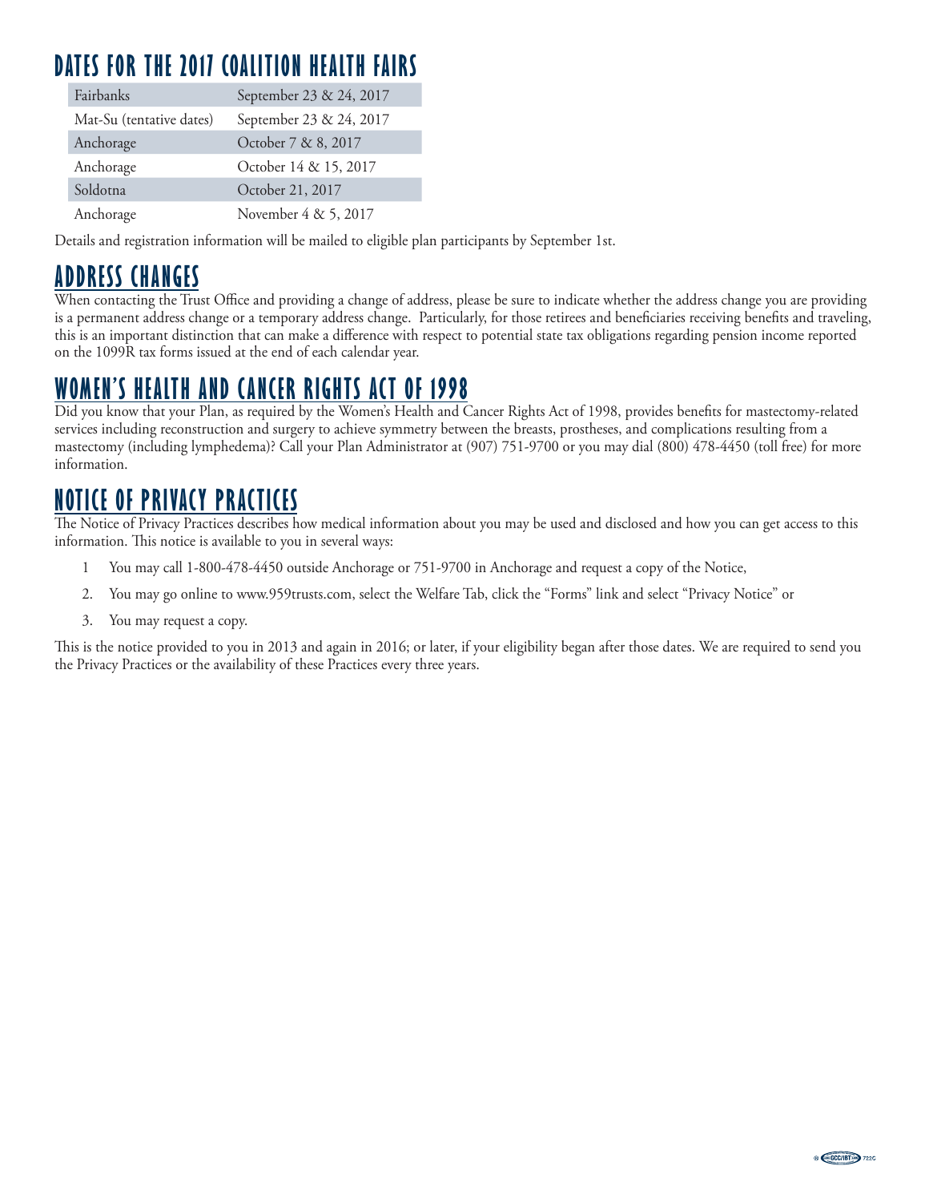## DATES FOR THE 2017 COALITION HEALTH FAIRS

| | |
|---|---|
| Fairbanks | September 23 & 24, 2017 |
| Mat-Su (tentative dates) | September 23 & 24, 2017 |
| Anchorage | October 7 & 8, 2017 |
| Anchorage | October 14 & 15, 2017 |
| Soldotna | October 21, 2017 |
| Anchorage | November 4 & 5, 2017 |

Details and registration information will be mailed to eligible plan participants by September 1st.

## ADDRESS CHANGES

When contacting the Trust Office and providing a change of address, please be sure to indicate whether the address change you are providing is a permanent address change or a temporary address change. Particularly, for those retirees and beneficiaries receiving benefits and traveling, this is an important distinction that can make a difference with respect to potential state tax obligations regarding pension income reported on the 1099R tax forms issued at the end of each calendar year.

## WOMEN'S HEALTH AND CANCER RIGHTS ACT OF 1998

Did you know that your Plan, as required by the Women's Health and Cancer Rights Act of 1998, provides benefits for mastectomy-related services including reconstruction and surgery to achieve symmetry between the breasts, prostheses, and complications resulting from a mastectomy (including lymphedema)? Call your Plan Administrator at (907) 751-9700 or you may dial (800) 478-4450 (toll free) for more information.

## NOTICE OF PRIVACY PRACTICES

The Notice of Privacy Practices describes how medical information about you may be used and disclosed and how you can get access to this information. This notice is available to you in several ways:

1 You may call 1-800-478-4450 outside Anchorage or 751-9700 in Anchorage and request a copy of the Notice,

2. You may go online to www.959trusts.com, select the Welfare Tab, click the "Forms" link and select "Privacy Notice" or

3. You may request a copy.

This is the notice provided to you in 2013 and again in 2016; or later, if your eligibility began after those dates. We are required to send you the Privacy Practices or the availability of these Practices every three years.